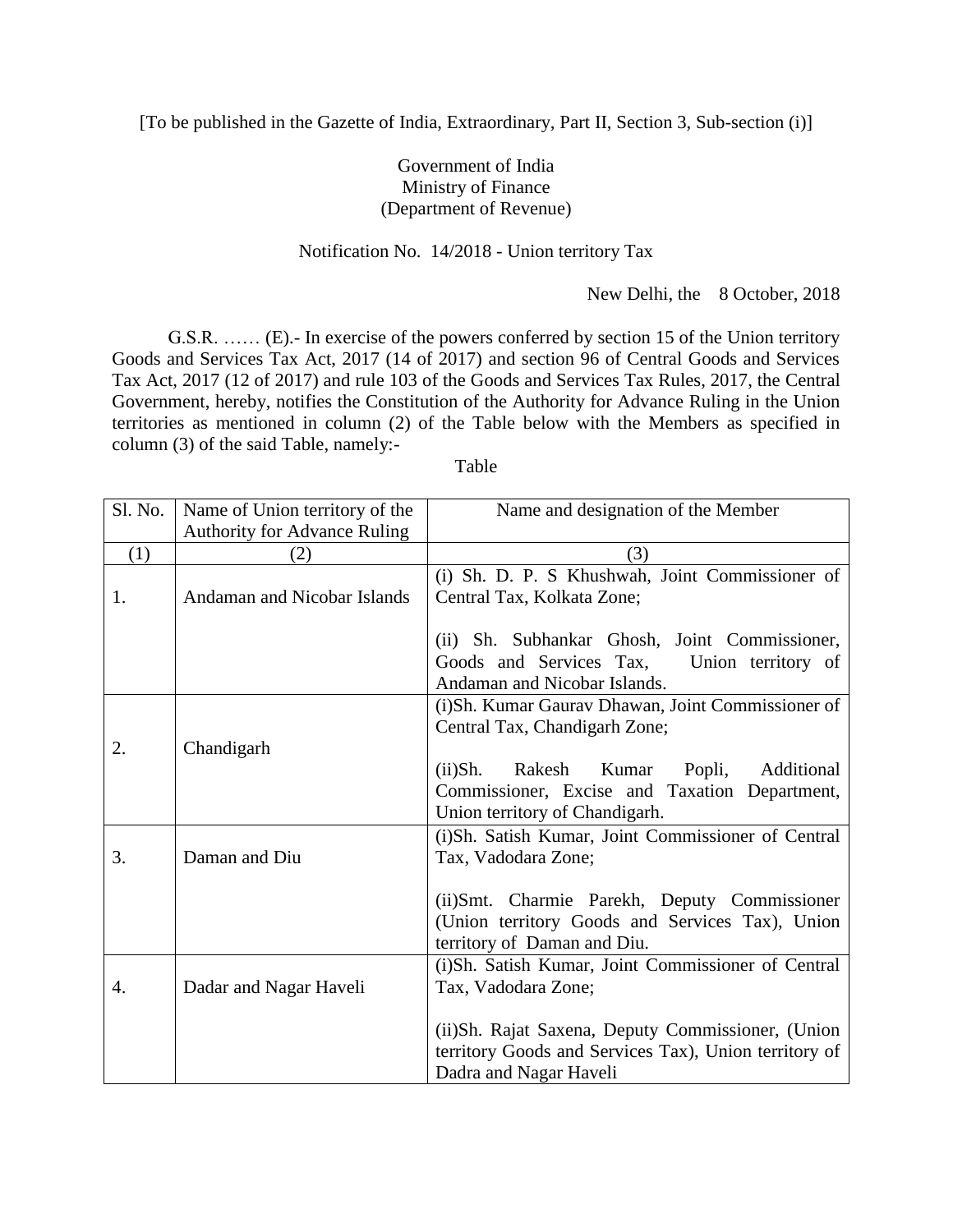[To be published in the Gazette of India, Extraordinary, Part II, Section 3, Sub-section (i)]

Government of India
Ministry of Finance
(Department of Revenue)

Notification No. 14/2018 - Union territory Tax

New Delhi, the 8 October, 2018

G.S.R. …… (E).- In exercise of the powers conferred by section 15 of the Union territory Goods and Services Tax Act, 2017 (14 of 2017) and section 96 of Central Goods and Services Tax Act, 2017 (12 of 2017) and rule 103 of the Goods and Services Tax Rules, 2017, the Central Government, hereby, notifies the Constitution of the Authority for Advance Ruling in the Union territories as mentioned in column (2) of the Table below with the Members as specified in column (3) of the said Table, namely:-

Table

| Sl. No. | Name of Union territory of the Authority for Advance Ruling | Name and designation of the Member |
|---|---|---|
| (1) | (2) | (3) |
| 1. | Andaman and Nicobar Islands | (i) Sh. D. P. S Khushwah, Joint Commissioner of Central Tax, Kolkata Zone;<br><br>(ii) Sh. Subhankar Ghosh, Joint Commissioner, Goods and Services Tax, Union territory of Andaman and Nicobar Islands. |
| 2. | Chandigarh | (i)Sh. Kumar Gaurav Dhawan, Joint Commissioner of Central Tax, Chandigarh Zone;<br><br>(ii)Sh. Rakesh Kumar Popli, Additional Commissioner, Excise and Taxation Department, Union territory of Chandigarh. |
| 3. | Daman and Diu | (i)Sh. Satish Kumar, Joint Commissioner of Central Tax, Vadodara Zone;<br><br>(ii)Smt. Charmie Parekh, Deputy Commissioner (Union territory Goods and Services Tax), Union territory of Daman and Diu. |
| 4. | Dadar and Nagar Haveli | (i)Sh. Satish Kumar, Joint Commissioner of Central Tax, Vadodara Zone;<br><br>(ii)Sh. Rajat Saxena, Deputy Commissioner, (Union territory Goods and Services Tax), Union territory of Dadra and Nagar Haveli |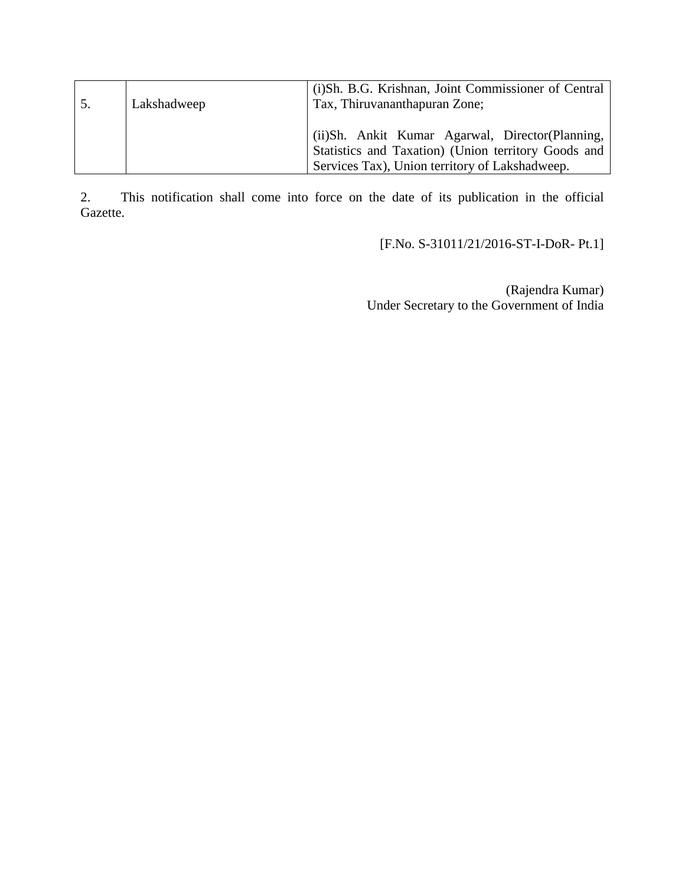| | | |
|---|---|---|
| 5. | Lakshadweep | (i)Sh. B.G. Krishnan, Joint Commissioner of Central Tax, Thiruvananthapuran Zone;<br><br>(ii)Sh. Ankit Kumar Agarwal, Director(Planning, Statistics and Taxation) (Union territory Goods and Services Tax), Union territory of Lakshadweep. |

2. This notification shall come into force on the date of its publication in the official Gazette.

[F.No. S-31011/21/2016-ST-I-DoR- Pt.1]

(Rajendra Kumar)
Under Secretary to the Government of India